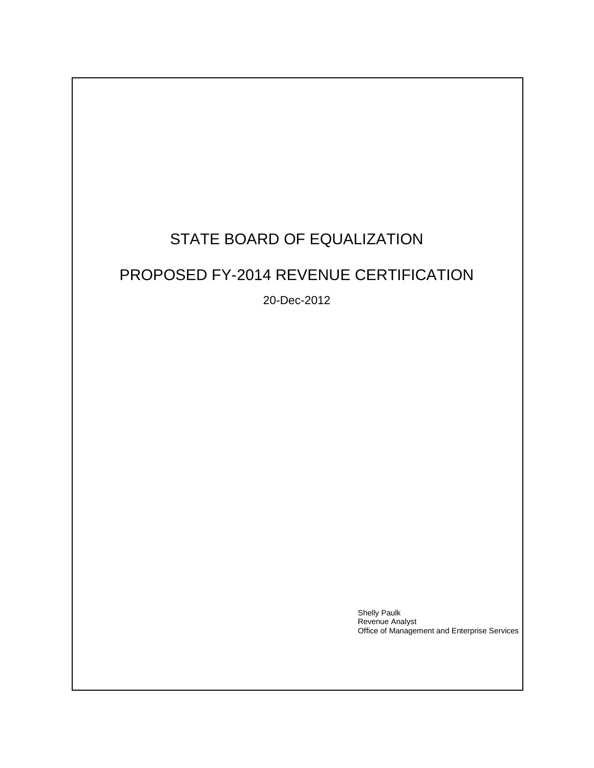# STATE BOARD OF EQUALIZATION

# PROPOSED FY-2014 REVENUE CERTIFICATION

20-Dec-2012

Shelly Paulk
Revenue Analyst
Office of Management and Enterprise Services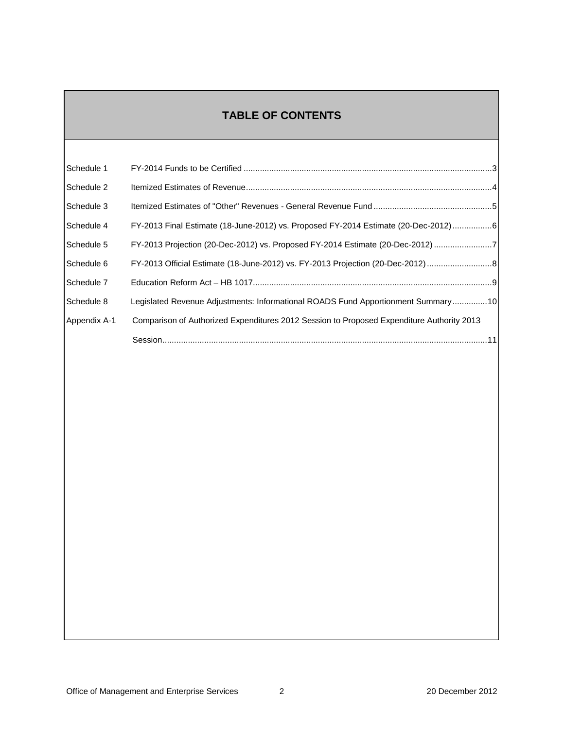## TABLE OF CONTENTS

| | | |
|---|---|---|
| Schedule 1 | FY-2014 Funds to be Certified | 3 |
| Schedule 2 | Itemized Estimates of Revenue | 4 |
| Schedule 3 | Itemized Estimates of "Other" Revenues - General Revenue Fund | 5 |
| Schedule 4 | FY-2013 Final Estimate (18-June-2012) vs. Proposed FY-2014 Estimate (20-Dec-2012) | 6 |
| Schedule 5 | FY-2013 Projection (20-Dec-2012) vs. Proposed FY-2014 Estimate (20-Dec-2012) | 7 |
| Schedule 6 | FY-2013 Official Estimate (18-June-2012) vs. FY-2013 Projection (20-Dec-2012) | 8 |
| Schedule 7 | Education Reform Act – HB 1017 | 9 |
| Schedule 8 | Legislated Revenue Adjustments: Informational ROADS Fund Apportionment Summary | 10 |
| Appendix A-1 | Comparison of Authorized Expenditures 2012 Session to Proposed Expenditure Authority 2013 Session | 11 |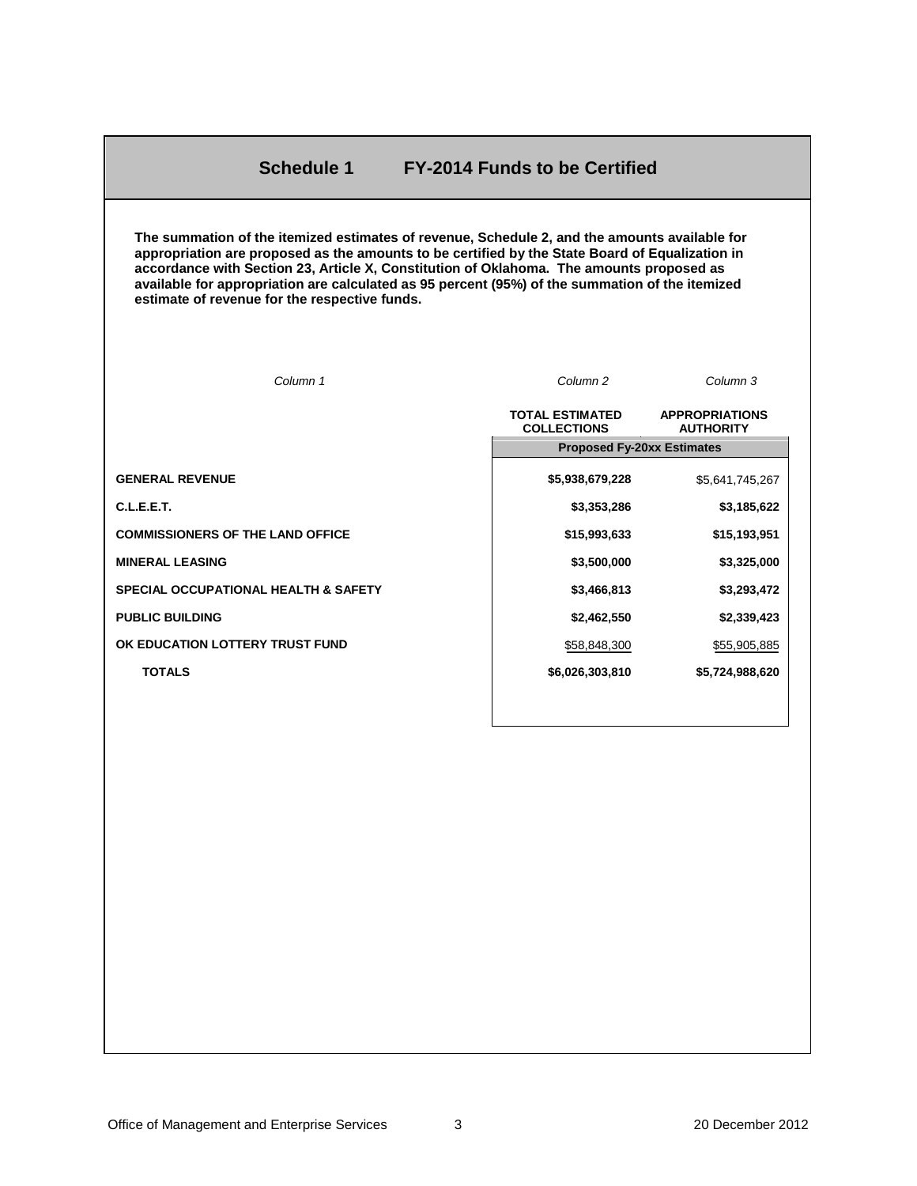# Schedule 1 FY-2014 Funds to be Certified

**The summation of the itemized estimates of revenue, Schedule 2, and the amounts available for appropriation are proposed as the amounts to be certified by the State Board of Equalization in accordance with Section 23, Article X, Constitution of Oklahoma. The amounts proposed as available for appropriation are calculated as 95 percent (95%) of the summation of the itemized estimate of revenue for the respective funds.**

| *Column 1* | *Column 2* | *Column 3* |
|---|---|---|
| | **TOTAL ESTIMATED COLLECTIONS** | **APPROPRIATIONS AUTHORITY** |
| | **Proposed Fy-20xx Estimates** | |
| **GENERAL REVENUE** | **$5,938,679,228** | $5,641,745,267 |
| **C.L.E.E.T.** | **$3,353,286** | **$3,185,622** |
| **COMMISSIONERS OF THE LAND OFFICE** | **$15,993,633** | **$15,193,951** |
| **MINERAL LEASING** | **$3,500,000** | **$3,325,000** |
| **SPECIAL OCCUPATIONAL HEALTH & SAFETY** | **$3,466,813** | **$3,293,472** |
| **PUBLIC BUILDING** | **$2,462,550** | **$2,339,423** |
| **OK EDUCATION LOTTERY TRUST FUND** | $58,848,300 | $55,905,885 |
| **TOTALS** | **$6,026,303,810** | **$5,724,988,620** |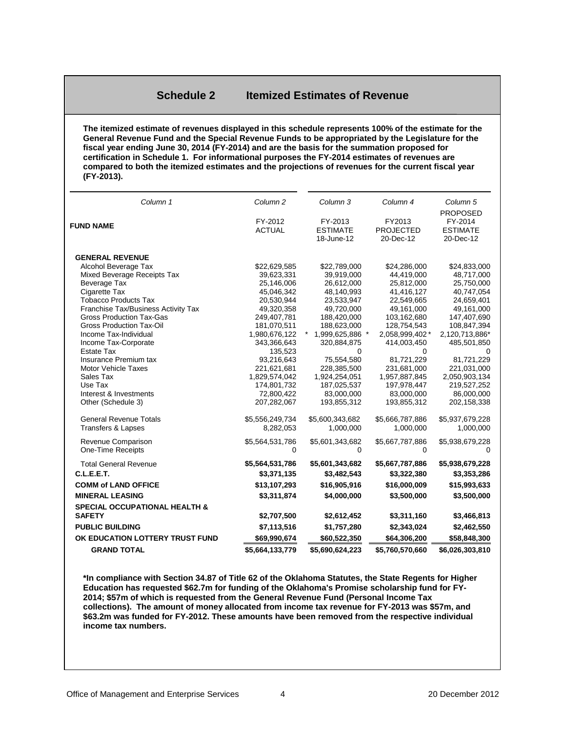## Schedule 2 Itemized Estimates of Revenue

**The itemized estimate of revenues displayed in this schedule represents 100% of the estimate for the General Revenue Fund and the Special Revenue Funds to be appropriated by the Legislature for the fiscal year ending June 30, 2014 (FY-2014) and are the basis for the summation proposed for certification in Schedule 1. For informational purposes the FY-2014 estimates of revenues are compared to both the itemized estimates and the projections of revenues for the current fiscal year (FY-2013).**

| *Column 1* | *Column 2* | *Column 3* | *Column 4* | *Column 5* |
|---|---|---|---|---|
| **FUND NAME** | FY-2012 ACTUAL | FY-2013 ESTIMATE 18-June-12 | FY2013 PROJECTED 20-Dec-12 | PROPOSED FY-2014 ESTIMATE 20-Dec-12 |
| **GENERAL REVENUE** | | | | |
| Alcohol Beverage Tax | $22,629,585 | $22,789,000 | $24,286,000 | $24,833,000 |
| Mixed Beverage Receipts Tax | 39,623,331 | 39,919,000 | 44,419,000 | 48,717,000 |
| Beverage Tax | 25,146,006 | 26,612,000 | 25,812,000 | 25,750,000 |
| Cigarette Tax | 45,046,342 | 48,140,993 | 41,416,127 | 40,747,054 |
| Tobacco Products Tax | 20,530,944 | 23,533,947 | 22,549,665 | 24,659,401 |
| Franchise Tax/Business Activity Tax | 49,320,358 | 49,720,000 | 49,161,000 | 49,161,000 |
| Gross Production Tax-Gas | 249,407,781 | 188,420,000 | 103,162,680 | 147,407,690 |
| Gross Production Tax-Oil | 181,070,511 | 188,623,000 | 128,754,543 | 108,847,394 |
| Income Tax-Individual | 1,980,676,122 * | 1,999,625,886 * | 2,058,999,402 * | 2,120,713,886* |
| Income Tax-Corporate | 343,366,643 | 320,884,875 | 414,003,450 | 485,501,850 |
| Estate Tax | 135,523 | 0 | 0 | 0 |
| Insurance Premium tax | 93,216,643 | 75,554,580 | 81,721,229 | 81,721,229 |
| Motor Vehicle Taxes | 221,621,681 | 228,385,500 | 231,681,000 | 221,031,000 |
| Sales Tax | 1,829,574,042 | 1,924,254,051 | 1,957,887,845 | 2,050,903,134 |
| Use Tax | 174,801,732 | 187,025,537 | 197,978,447 | 219,527,252 |
| Interest & Investments | 72,800,422 | 83,000,000 | 83,000,000 | 86,000,000 |
| Other (Schedule 3) | 207,282,067 | 193,855,312 | 193,855,312 | 202,158,338 |
| General Revenue Totals | $5,556,249,734 | $5,600,343,682 | $5,666,787,886 | $5,937,679,228 |
| Transfers & Lapses | 8,282,053 | 1,000,000 | 1,000,000 | 1,000,000 |
| Revenue Comparison | $5,564,531,786 | $5,601,343,682 | $5,667,787,886 | $5,938,679,228 |
| One-Time Receipts | 0 | 0 | 0 | 0 |
| Total General Revenue | **$5,564,531,786** | **$5,601,343,682** | **$5,667,787,886** | **$5,938,679,228** |
| **C.L.E.E.T.** | **$3,371,135** | **$3,482,543** | **$3,322,380** | **$3,353,286** |
| **COMM of LAND OFFICE** | **$13,107,293** | **$16,905,916** | **$16,000,009** | **$15,993,633** |
| **MINERAL LEASING** | **$3,311,874** | **$4,000,000** | **$3,500,000** | **$3,500,000** |
| **SPECIAL OCCUPATIONAL HEALTH & SAFETY** | **$2,707,500** | **$2,612,452** | **$3,311,160** | **$3,466,813** |
| **PUBLIC BUILDING** | **$7,113,516** | **$1,757,280** | **$2,343,024** | **$2,462,550** |
| **OK EDUCATION LOTTERY TRUST FUND** | **$69,990,674** | **$60,522,350** | **$64,306,200** | **$58,848,300** |
| **GRAND TOTAL** | **$5,664,133,779** | **$5,690,624,223** | **$5,760,570,660** | **$6,026,303,810** |

**\*In compliance with Section 34.87 of Title 62 of the Oklahoma Statutes, the State Regents for Higher Education has requested $62.7m for funding of the Oklahoma's Promise scholarship fund for FY-2014; $57m of which is requested from the General Revenue Fund (Personal Income Tax collections). The amount of money allocated from income tax revenue for FY-2013 was $57m, and $63.2m was funded for FY-2012. These amounts have been removed from the respective individual income tax numbers.**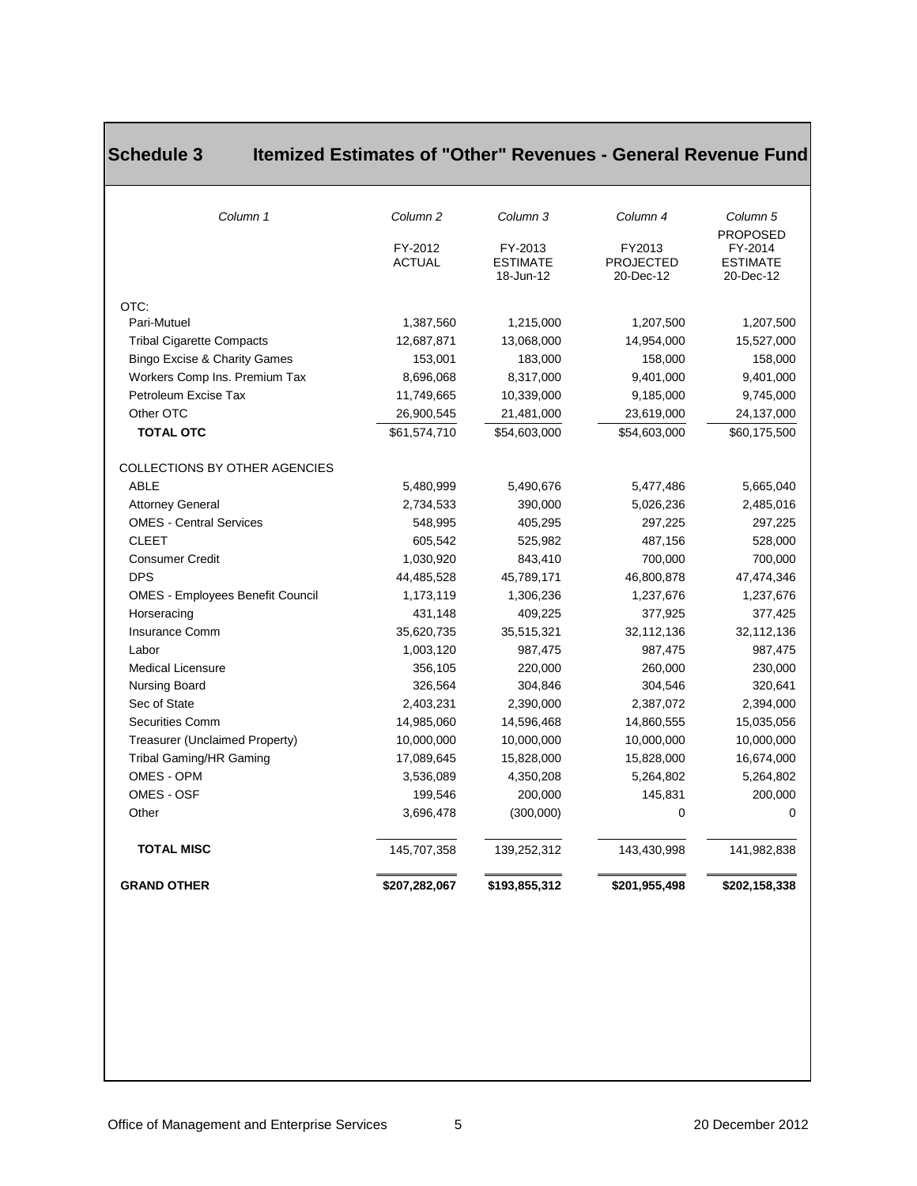## Schedule 3 Itemized Estimates of "Other" Revenues - General Revenue Fund

| *Column 1* | *Column 2* | *Column 3* | *Column 4* | *Column 5* |
|---|---|---|---|---|
| | FY-2012 ACTUAL | FY-2013 ESTIMATE 18-Jun-12 | FY2013 PROJECTED 20-Dec-12 | PROPOSED FY-2014 ESTIMATE 20-Dec-12 |
| OTC: | | | | |
| Pari-Mutuel | 1,387,560 | 1,215,000 | 1,207,500 | 1,207,500 |
| Tribal Cigarette Compacts | 12,687,871 | 13,068,000 | 14,954,000 | 15,527,000 |
| Bingo Excise & Charity Games | 153,001 | 183,000 | 158,000 | 158,000 |
| Workers Comp Ins. Premium Tax | 8,696,068 | 8,317,000 | 9,401,000 | 9,401,000 |
| Petroleum Excise Tax | 11,749,665 | 10,339,000 | 9,185,000 | 9,745,000 |
| Other OTC | 26,900,545 | 21,481,000 | 23,619,000 | 24,137,000 |
| **TOTAL OTC** | $61,574,710 | $54,603,000 | $54,603,000 | $60,175,500 |
| COLLECTIONS BY OTHER AGENCIES | | | | |
| ABLE | 5,480,999 | 5,490,676 | 5,477,486 | 5,665,040 |
| Attorney General | 2,734,533 | 390,000 | 5,026,236 | 2,485,016 |
| OMES - Central Services | 548,995 | 405,295 | 297,225 | 297,225 |
| CLEET | 605,542 | 525,982 | 487,156 | 528,000 |
| Consumer Credit | 1,030,920 | 843,410 | 700,000 | 700,000 |
| DPS | 44,485,528 | 45,789,171 | 46,800,878 | 47,474,346 |
| OMES - Employees Benefit Council | 1,173,119 | 1,306,236 | 1,237,676 | 1,237,676 |
| Horseracing | 431,148 | 409,225 | 377,925 | 377,425 |
| Insurance Comm | 35,620,735 | 35,515,321 | 32,112,136 | 32,112,136 |
| Labor | 1,003,120 | 987,475 | 987,475 | 987,475 |
| Medical Licensure | 356,105 | 220,000 | 260,000 | 230,000 |
| Nursing Board | 326,564 | 304,846 | 304,546 | 320,641 |
| Sec of State | 2,403,231 | 2,390,000 | 2,387,072 | 2,394,000 |
| Securities Comm | 14,985,060 | 14,596,468 | 14,860,555 | 15,035,056 |
| Treasurer (Unclaimed Property) | 10,000,000 | 10,000,000 | 10,000,000 | 10,000,000 |
| Tribal Gaming/HR Gaming | 17,089,645 | 15,828,000 | 15,828,000 | 16,674,000 |
| OMES - OPM | 3,536,089 | 4,350,208 | 5,264,802 | 5,264,802 |
| OMES - OSF | 199,546 | 200,000 | 145,831 | 200,000 |
| Other | 3,696,478 | (300,000) | 0 | 0 |
| **TOTAL MISC** | 145,707,358 | 139,252,312 | 143,430,998 | 141,982,838 |
| **GRAND OTHER** | **$207,282,067** | **$193,855,312** | **$201,955,498** | **$202,158,338** |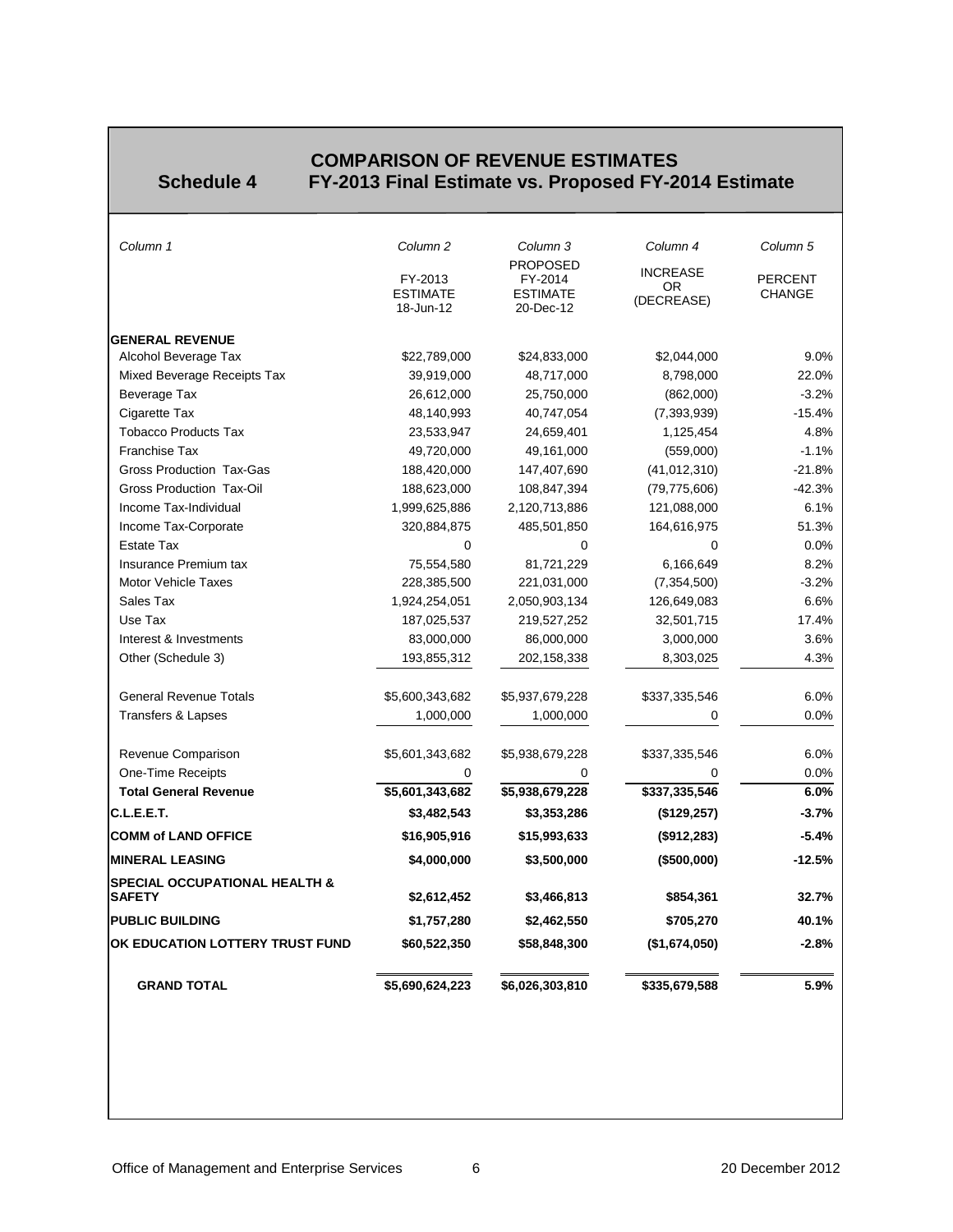## Schedule 4

# COMPARISON OF REVENUE ESTIMATES
## FY-2013 Final Estimate vs. Proposed FY-2014 Estimate

| *Column 1* | *Column 2* | *Column 3* | *Column 4* | *Column 5* |
|---|---|---|---|---|
| | FY-2013 ESTIMATE 18-Jun-12 | PROPOSED FY-2014 ESTIMATE 20-Dec-12 | INCREASE OR (DECREASE) | PERCENT CHANGE |
| **GENERAL REVENUE** | | | | |
| Alcohol Beverage Tax | $22,789,000 | $24,833,000 | $2,044,000 | 9.0% |
| Mixed Beverage Receipts Tax | 39,919,000 | 48,717,000 | 8,798,000 | 22.0% |
| Beverage Tax | 26,612,000 | 25,750,000 | (862,000) | -3.2% |
| Cigarette Tax | 48,140,993 | 40,747,054 | (7,393,939) | -15.4% |
| Tobacco Products Tax | 23,533,947 | 24,659,401 | 1,125,454 | 4.8% |
| Franchise Tax | 49,720,000 | 49,161,000 | (559,000) | -1.1% |
| Gross Production Tax-Gas | 188,420,000 | 147,407,690 | (41,012,310) | -21.8% |
| Gross Production Tax-Oil | 188,623,000 | 108,847,394 | (79,775,606) | -42.3% |
| Income Tax-Individual | 1,999,625,886 | 2,120,713,886 | 121,088,000 | 6.1% |
| Income Tax-Corporate | 320,884,875 | 485,501,850 | 164,616,975 | 51.3% |
| Estate Tax | 0 | 0 | 0 | 0.0% |
| Insurance Premium tax | 75,554,580 | 81,721,229 | 6,166,649 | 8.2% |
| Motor Vehicle Taxes | 228,385,500 | 221,031,000 | (7,354,500) | -3.2% |
| Sales Tax | 1,924,254,051 | 2,050,903,134 | 126,649,083 | 6.6% |
| Use Tax | 187,025,537 | 219,527,252 | 32,501,715 | 17.4% |
| Interest & Investments | 83,000,000 | 86,000,000 | 3,000,000 | 3.6% |
| Other (Schedule 3) | 193,855,312 | 202,158,338 | 8,303,025 | 4.3% |
| General Revenue Totals | $5,600,343,682 | $5,937,679,228 | $337,335,546 | 6.0% |
| Transfers & Lapses | 1,000,000 | 1,000,000 | 0 | 0.0% |
| Revenue Comparison | $5,601,343,682 | $5,938,679,228 | $337,335,546 | 6.0% |
| One-Time Receipts | 0 | 0 | 0 | 0.0% |
| **Total General Revenue** | **$5,601,343,682** | **$5,938,679,228** | **$337,335,546** | **6.0%** |
| **C.L.E.E.T.** | **$3,482,543** | **$3,353,286** | **($129,257)** | **-3.7%** |
| **COMM of LAND OFFICE** | **$16,905,916** | **$15,993,633** | **($912,283)** | **-5.4%** |
| **MINERAL LEASING** | **$4,000,000** | **$3,500,000** | **($500,000)** | **-12.5%** |
| **SPECIAL OCCUPATIONAL HEALTH & SAFETY** | **$2,612,452** | **$3,466,813** | **$854,361** | **32.7%** |
| **PUBLIC BUILDING** | **$1,757,280** | **$2,462,550** | **$705,270** | **40.1%** |
| **OK EDUCATION LOTTERY TRUST FUND** | **$60,522,350** | **$58,848,300** | **($1,674,050)** | **-2.8%** |
| **GRAND TOTAL** | **$5,690,624,223** | **$6,026,303,810** | **$335,679,588** | **5.9%** |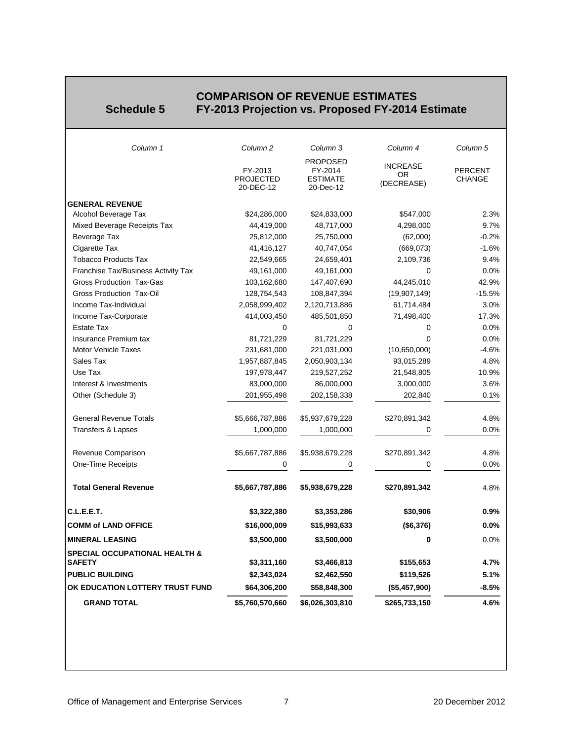# Schedule 5

## COMPARISON OF REVENUE ESTIMATES
## FY-2013 Projection vs. Proposed FY-2014 Estimate

| *Column 1* | *Column 2* | *Column 3* | *Column 4* | *Column 5* |
|---|---|---|---|---|
| | FY-2013 PROJECTED 20-DEC-12 | PROPOSED FY-2014 ESTIMATE 20-Dec-12 | INCREASE OR (DECREASE) | PERCENT CHANGE |
| **GENERAL REVENUE** | | | | |
| Alcohol Beverage Tax | $24,286,000 | $24,833,000 | $547,000 | 2.3% |
| Mixed Beverage Receipts Tax | 44,419,000 | 48,717,000 | 4,298,000 | 9.7% |
| Beverage Tax | 25,812,000 | 25,750,000 | (62,000) | -0.2% |
| Cigarette Tax | 41,416,127 | 40,747,054 | (669,073) | -1.6% |
| Tobacco Products Tax | 22,549,665 | 24,659,401 | 2,109,736 | 9.4% |
| Franchise Tax/Business Activity Tax | 49,161,000 | 49,161,000 | 0 | 0.0% |
| Gross Production Tax-Gas | 103,162,680 | 147,407,690 | 44,245,010 | 42.9% |
| Gross Production Tax-Oil | 128,754,543 | 108,847,394 | (19,907,149) | -15.5% |
| Income Tax-Individual | 2,058,999,402 | 2,120,713,886 | 61,714,484 | 3.0% |
| Income Tax-Corporate | 414,003,450 | 485,501,850 | 71,498,400 | 17.3% |
| Estate Tax | 0 | 0 | 0 | 0.0% |
| Insurance Premium tax | 81,721,229 | 81,721,229 | 0 | 0.0% |
| Motor Vehicle Taxes | 231,681,000 | 221,031,000 | (10,650,000) | -4.6% |
| Sales Tax | 1,957,887,845 | 2,050,903,134 | 93,015,289 | 4.8% |
| Use Tax | 197,978,447 | 219,527,252 | 21,548,805 | 10.9% |
| Interest & Investments | 83,000,000 | 86,000,000 | 3,000,000 | 3.6% |
| Other (Schedule 3) | 201,955,498 | 202,158,338 | 202,840 | 0.1% |
| General Revenue Totals | $5,666,787,886 | $5,937,679,228 | $270,891,342 | 4.8% |
| Transfers & Lapses | 1,000,000 | 1,000,000 | 0 | 0.0% |
| Revenue Comparison | $5,667,787,886 | $5,938,679,228 | $270,891,342 | 4.8% |
| One-Time Receipts | 0 | 0 | 0 | 0.0% |
| **Total General Revenue** | **$5,667,787,886** | **$5,938,679,228** | **$270,891,342** | 4.8% |
| **C.L.E.E.T.** | **$3,322,380** | **$3,353,286** | **$30,906** | **0.9%** |
| **COMM of LAND OFFICE** | **$16,000,009** | **$15,993,633** | **($6,376)** | **0.0%** |
| **MINERAL LEASING** | **$3,500,000** | **$3,500,000** | **0** | 0.0% |
| **SPECIAL OCCUPATIONAL HEALTH & SAFETY** | **$3,311,160** | **$3,466,813** | **$155,653** | **4.7%** |
| **PUBLIC BUILDING** | **$2,343,024** | **$2,462,550** | **$119,526** | **5.1%** |
| **OK EDUCATION LOTTERY TRUST FUND** | **$64,306,200** | **$58,848,300** | **($5,457,900)** | **-8.5%** |
| **GRAND TOTAL** | **$5,760,570,660** | **$6,026,303,810** | **$265,733,150** | **4.6%** |

Office of Management and Enterprise Services — 20 December 2012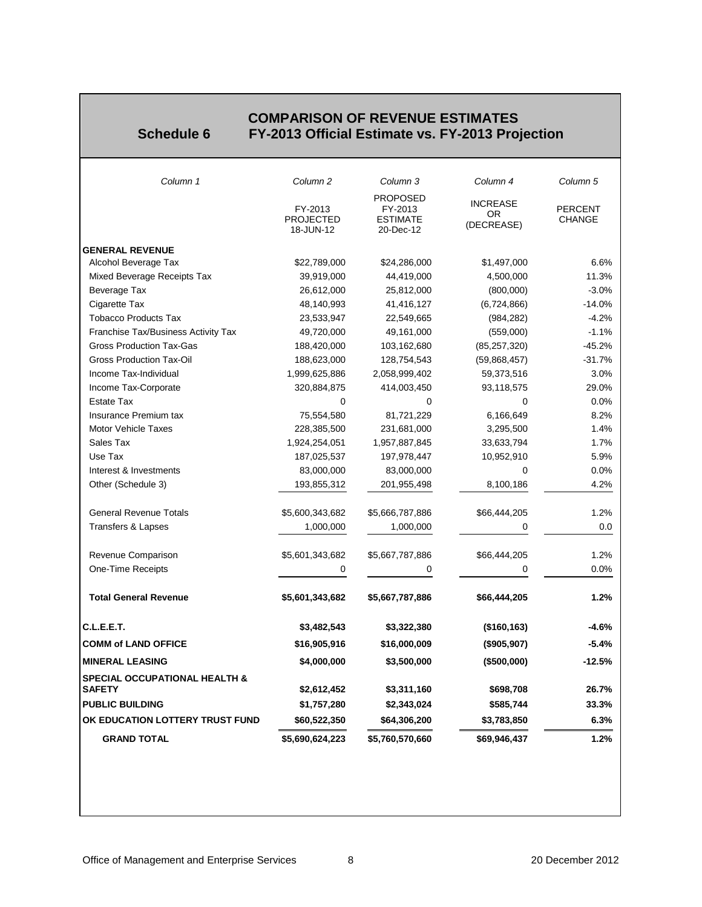## Schedule 6

## COMPARISON OF REVENUE ESTIMATES
## FY-2013 Official Estimate vs. FY-2013 Projection

| *Column 1* | *Column 2* | *Column 3* | *Column 4* | *Column 5* |
|---|---|---|---|---|
| | FY-2013 PROJECTED 18-JUN-12 | PROPOSED FY-2013 ESTIMATE 20-Dec-12 | INCREASE OR (DECREASE) | PERCENT CHANGE |
| **GENERAL REVENUE** | | | | |
| Alcohol Beverage Tax | $22,789,000 | $24,286,000 | $1,497,000 | 6.6% |
| Mixed Beverage Receipts Tax | 39,919,000 | 44,419,000 | 4,500,000 | 11.3% |
| Beverage Tax | 26,612,000 | 25,812,000 | (800,000) | -3.0% |
| Cigarette Tax | 48,140,993 | 41,416,127 | (6,724,866) | -14.0% |
| Tobacco Products Tax | 23,533,947 | 22,549,665 | (984,282) | -4.2% |
| Franchise Tax/Business Activity Tax | 49,720,000 | 49,161,000 | (559,000) | -1.1% |
| Gross Production Tax-Gas | 188,420,000 | 103,162,680 | (85,257,320) | -45.2% |
| Gross Production Tax-Oil | 188,623,000 | 128,754,543 | (59,868,457) | -31.7% |
| Income Tax-Individual | 1,999,625,886 | 2,058,999,402 | 59,373,516 | 3.0% |
| Income Tax-Corporate | 320,884,875 | 414,003,450 | 93,118,575 | 29.0% |
| Estate Tax | 0 | 0 | 0 | 0.0% |
| Insurance Premium tax | 75,554,580 | 81,721,229 | 6,166,649 | 8.2% |
| Motor Vehicle Taxes | 228,385,500 | 231,681,000 | 3,295,500 | 1.4% |
| Sales Tax | 1,924,254,051 | 1,957,887,845 | 33,633,794 | 1.7% |
| Use Tax | 187,025,537 | 197,978,447 | 10,952,910 | 5.9% |
| Interest & Investments | 83,000,000 | 83,000,000 | 0 | 0.0% |
| Other (Schedule 3) | 193,855,312 | 201,955,498 | 8,100,186 | 4.2% |
| General Revenue Totals | $5,600,343,682 | $5,666,787,886 | $66,444,205 | 1.2% |
| Transfers & Lapses | 1,000,000 | 1,000,000 | 0 | 0.0 |
| Revenue Comparison | $5,601,343,682 | $5,667,787,886 | $66,444,205 | 1.2% |
| One-Time Receipts | 0 | 0 | 0 | 0.0% |
| **Total General Revenue** | **$5,601,343,682** | **$5,667,787,886** | **$66,444,205** | **1.2%** |
| **C.L.E.E.T.** | **$3,482,543** | **$3,322,380** | **($160,163)** | **-4.6%** |
| **COMM of LAND OFFICE** | **$16,905,916** | **$16,000,009** | **($905,907)** | **-5.4%** |
| **MINERAL LEASING** | **$4,000,000** | **$3,500,000** | **($500,000)** | **-12.5%** |
| **SPECIAL OCCUPATIONAL HEALTH & SAFETY** | **$2,612,452** | **$3,311,160** | **$698,708** | **26.7%** |
| **PUBLIC BUILDING** | **$1,757,280** | **$2,343,024** | **$585,744** | **33.3%** |
| **OK EDUCATION LOTTERY TRUST FUND** | **$60,522,350** | **$64,306,200** | **$3,783,850** | **6.3%** |
| **GRAND TOTAL** | **$5,690,624,223** | **$5,760,570,660** | **$69,946,437** | **1.2%** |

Office of Management and Enterprise Services | 20 December 2012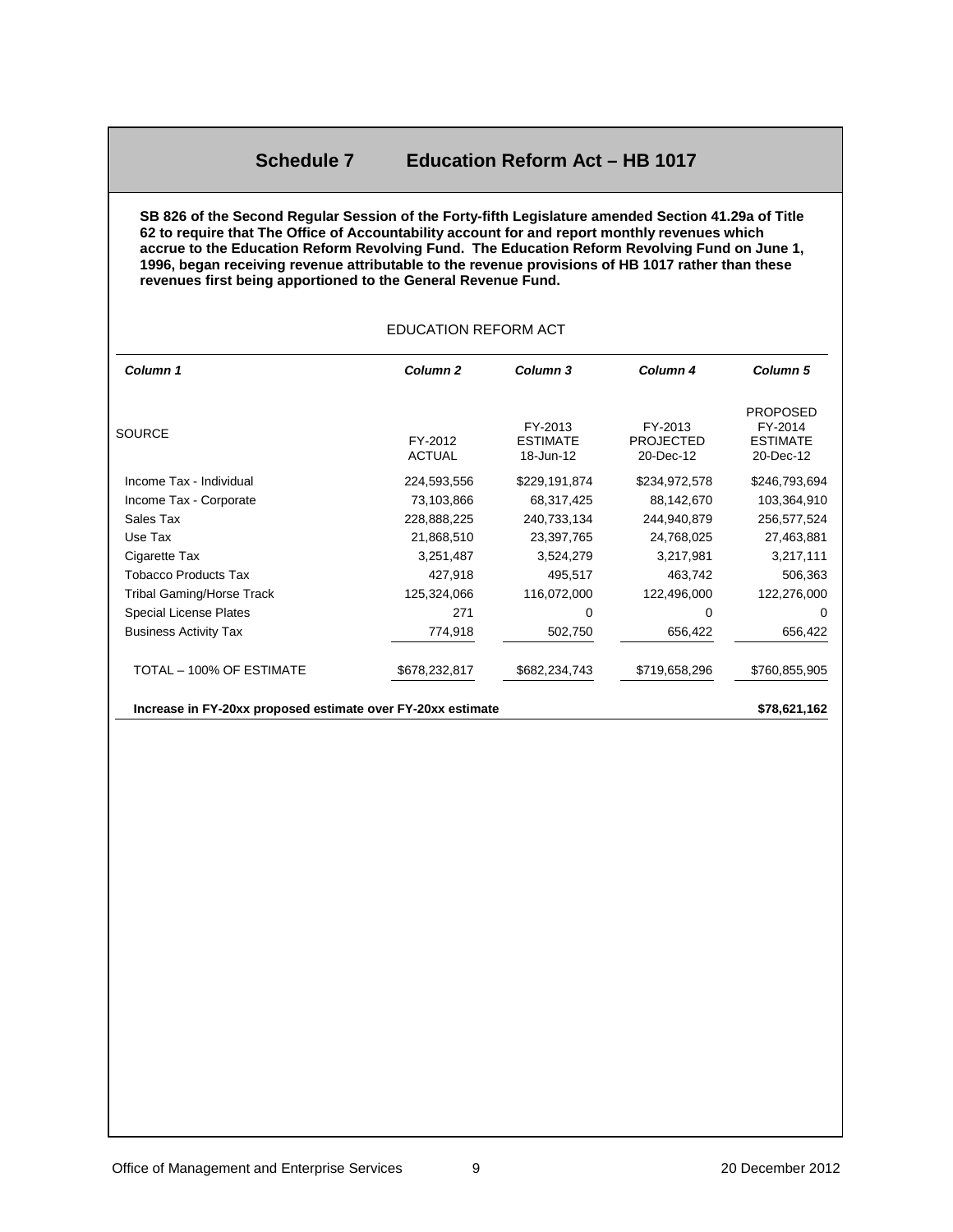## Schedule 7 Education Reform Act – HB 1017

**SB 826 of the Second Regular Session of the Forty-fifth Legislature amended Section 41.29a of Title 62 to require that The Office of Accountability account for and report monthly revenues which accrue to the Education Reform Revolving Fund. The Education Reform Revolving Fund on June 1, 1996, began receiving revenue attributable to the revenue provisions of HB 1017 rather than these revenues first being apportioned to the General Revenue Fund.**

EDUCATION REFORM ACT

| *Column 1* | *Column 2* | *Column 3* | *Column 4* | *Column 5* |
|---|---|---|---|---|
| SOURCE | FY-2012 ACTUAL | FY-2013 ESTIMATE 18-Jun-12 | FY-2013 PROJECTED 20-Dec-12 | PROPOSED FY-2014 ESTIMATE 20-Dec-12 |
| Income Tax - Individual | 224,593,556 | $229,191,874 | $234,972,578 | $246,793,694 |
| Income Tax - Corporate | 73,103,866 | 68,317,425 | 88,142,670 | 103,364,910 |
| Sales Tax | 228,888,225 | 240,733,134 | 244,940,879 | 256,577,524 |
| Use Tax | 21,868,510 | 23,397,765 | 24,768,025 | 27,463,881 |
| Cigarette Tax | 3,251,487 | 3,524,279 | 3,217,981 | 3,217,111 |
| Tobacco Products Tax | 427,918 | 495,517 | 463,742 | 506,363 |
| Tribal Gaming/Horse Track | 125,324,066 | 116,072,000 | 122,496,000 | 122,276,000 |
| Special License Plates | 271 | 0 | 0 | 0 |
| Business Activity Tax | 774,918 | 502,750 | 656,422 | 656,422 |
| TOTAL – 100% OF ESTIMATE | $678,232,817 | $682,234,743 | $719,658,296 | $760,855,905 |
| **Increase in FY-20xx proposed estimate over FY-20xx estimate** | | | | **$78,621,162** |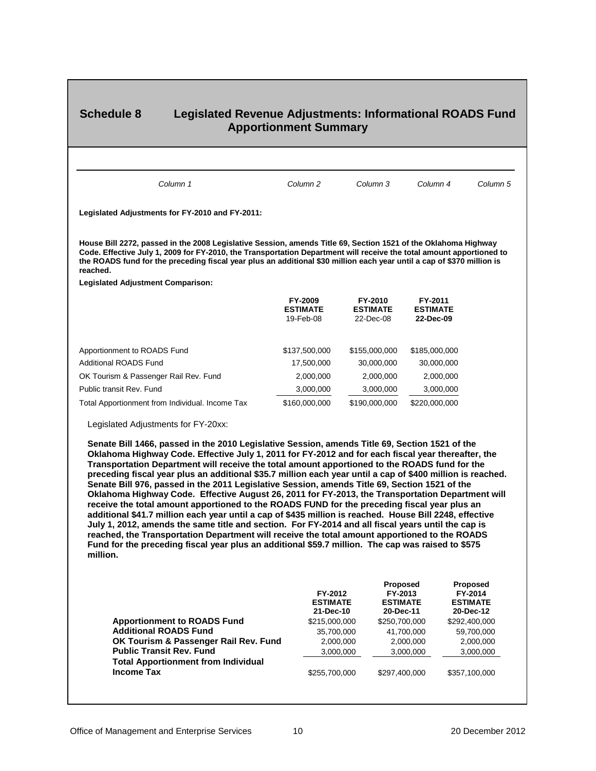# Schedule 8 Legislated Revenue Adjustments: Informational ROADS Fund Apportionment Summary

| *Column 1* | *Column 2* | *Column 3* | *Column 4* | *Column 5* |
|---|---|---|---|---|

**Legislated Adjustments for FY-2010 and FY-2011:**

**House Bill 2272, passed in the 2008 Legislative Session, amends Title 69, Section 1521 of the Oklahoma Highway Code. Effective July 1, 2009 for FY-2010, the Transportation Department will receive the total amount apportioned to the ROADS fund for the preceding fiscal year plus an additional $30 million each year until a cap of $370 million is reached.**

**Legislated Adjustment Comparison:**

| | **FY-2009 ESTIMATE** 19-Feb-08 | **FY-2010 ESTIMATE** 22-Dec-08 | **FY-2011 ESTIMATE 22-Dec-09** |
|---|---|---|---|
| Apportionment to ROADS Fund | $137,500,000 | $155,000,000 | $185,000,000 |
| Additional ROADS Fund | 17,500,000 | 30,000,000 | 30,000,000 |
| OK Tourism & Passenger Rail Rev. Fund | 2,000,000 | 2,000,000 | 2,000,000 |
| Public transit Rev. Fund | 3,000,000 | 3,000,000 | 3,000,000 |
| Total Apportionment from Individual. Income Tax | $160,000,000 | $190,000,000 | $220,000,000 |

Legislated Adjustments for FY-20xx:

**Senate Bill 1466, passed in the 2010 Legislative Session, amends Title 69, Section 1521 of the Oklahoma Highway Code. Effective July 1, 2011 for FY-2012 and for each fiscal year thereafter, the Transportation Department will receive the total amount apportioned to the ROADS fund for the preceding fiscal year plus an additional $35.7 million each year until a cap of $400 million is reached. Senate Bill 976, passed in the 2011 Legislative Session, amends Title 69, Section 1521 of the Oklahoma Highway Code. Effective August 26, 2011 for FY-2013, the Transportation Department will receive the total amount apportioned to the ROADS FUND for the preceding fiscal year plus an additional $41.7 million each year until a cap of $435 million is reached. House Bill 2248, effective July 1, 2012, amends the same title and section. For FY-2014 and all fiscal years until the cap is reached, the Transportation Department will receive the total amount apportioned to the ROADS Fund for the preceding fiscal year plus an additional $59.7 million. The cap was raised to $575 million.**

| | **FY-2012 ESTIMATE 21-Dec-10** | **Proposed FY-2013 ESTIMATE 20-Dec-11** | **Proposed FY-2014 ESTIMATE 20-Dec-12** |
|---|---|---|---|
| **Apportionment to ROADS Fund** | $215,000,000 | $250,700,000 | $292,400,000 |
| **Additional ROADS Fund** | 35,700,000 | 41,700,000 | 59,700,000 |
| **OK Tourism & Passenger Rail Rev. Fund** | 2,000,000 | 2,000,000 | 2,000,000 |
| **Public Transit Rev. Fund** | 3,000,000 | 3,000,000 | 3,000,000 |
| **Total Apportionment from Individual Income Tax** | $255,700,000 | $297,400,000 | $357,100,000 |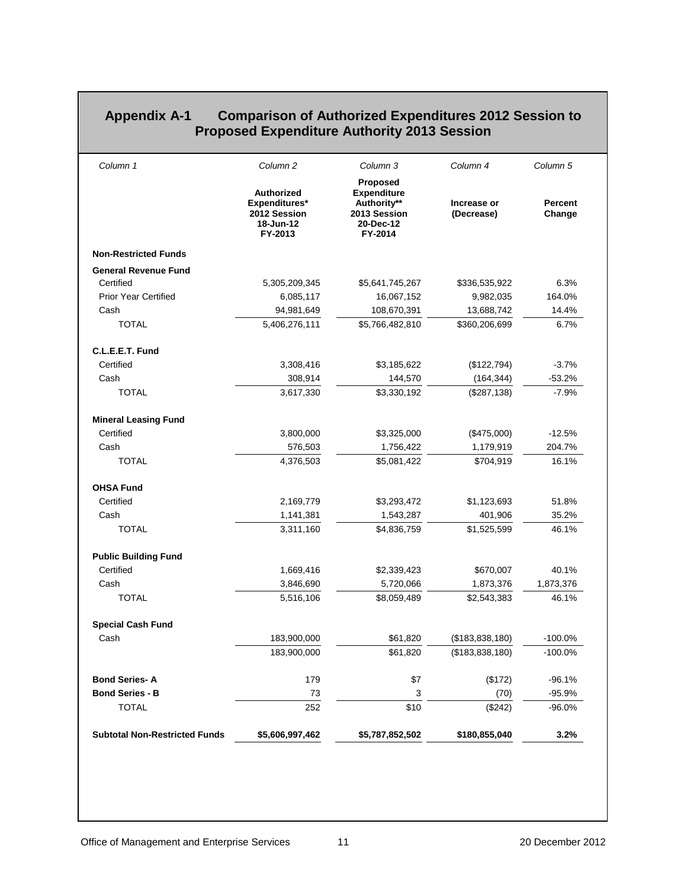## Appendix A-1 Comparison of Authorized Expenditures 2012 Session to Proposed Expenditure Authority 2013 Session

| *Column 1* | *Column 2* | *Column 3* | *Column 4* | *Column 5* |
|---|---|---|---|---|
| | **Authorized Expenditures\* 2012 Session 18-Jun-12 FY-2013** | **Proposed Expenditure Authority\*\* 2013 Session 20-Dec-12 FY-2014** | **Increase or (Decrease)** | **Percent Change** |
| **Non-Restricted Funds** | | | | |
| **General Revenue Fund** | | | | |
| Certified | 5,305,209,345 | $5,641,745,267 | $336,535,922 | 6.3% |
| Prior Year Certified | 6,085,117 | 16,067,152 | 9,982,035 | 164.0% |
| Cash | 94,981,649 | 108,670,391 | 13,688,742 | 14.4% |
| TOTAL | 5,406,276,111 | $5,766,482,810 | $360,206,699 | 6.7% |
| **C.L.E.E.T. Fund** | | | | |
| Certified | 3,308,416 | $3,185,622 | ($122,794) | -3.7% |
| Cash | 308,914 | 144,570 | (164,344) | -53.2% |
| TOTAL | 3,617,330 | $3,330,192 | ($287,138) | -7.9% |
| **Mineral Leasing Fund** | | | | |
| Certified | 3,800,000 | $3,325,000 | ($475,000) | -12.5% |
| Cash | 576,503 | 1,756,422 | 1,179,919 | 204.7% |
| TOTAL | 4,376,503 | $5,081,422 | $704,919 | 16.1% |
| **OHSA Fund** | | | | |
| Certified | 2,169,779 | $3,293,472 | $1,123,693 | 51.8% |
| Cash | 1,141,381 | 1,543,287 | 401,906 | 35.2% |
| TOTAL | 3,311,160 | $4,836,759 | $1,525,599 | 46.1% |
| **Public Building Fund** | | | | |
| Certified | 1,669,416 | $2,339,423 | $670,007 | 40.1% |
| Cash | 3,846,690 | 5,720,066 | 1,873,376 | 1,873,376 |
| TOTAL | 5,516,106 | $8,059,489 | $2,543,383 | 46.1% |
| **Special Cash Fund** | | | | |
| Cash | 183,900,000 | $61,820 | ($183,838,180) | -100.0% |
| | 183,900,000 | $61,820 | ($183,838,180) | -100.0% |
| **Bond Series- A** | 179 | $7 | ($172) | -96.1% |
| **Bond Series - B** | 73 | 3 | (70) | -95.9% |
| TOTAL | 252 | $10 | ($242) | -96.0% |
| **Subtotal Non-Restricted Funds** | **$5,606,997,462** | **$5,787,852,502** | **$180,855,040** | **3.2%** |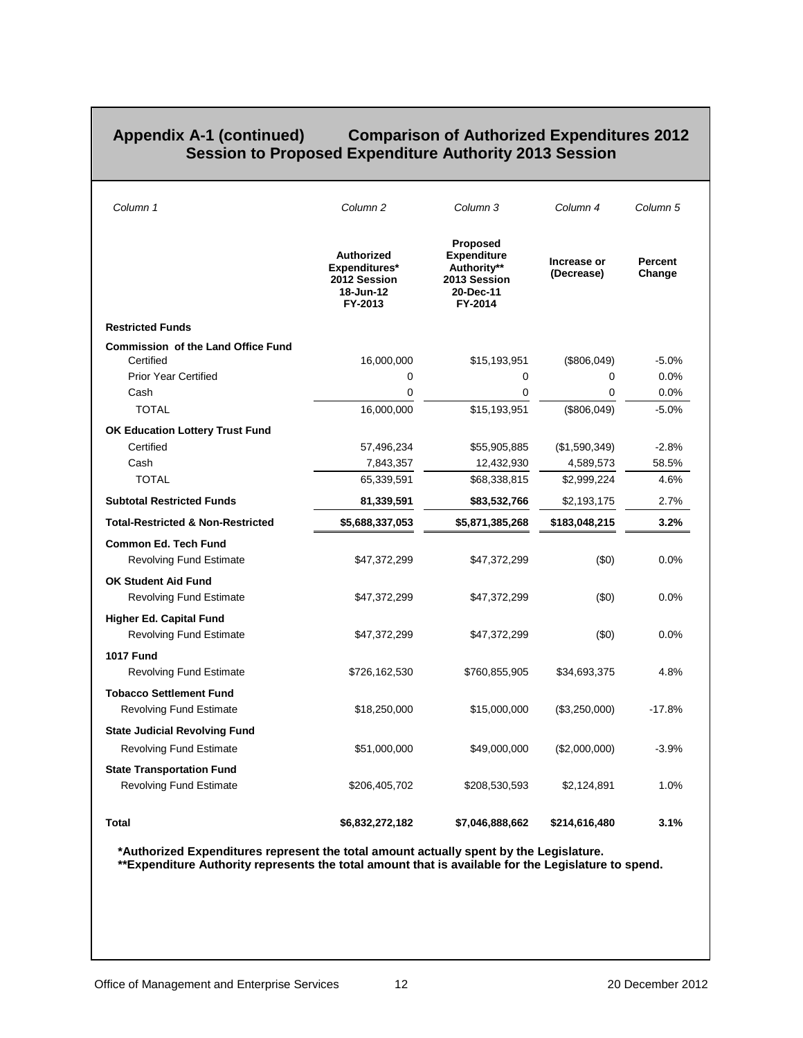## Appendix A-1 (continued) Comparison of Authorized Expenditures 2012 Session to Proposed Expenditure Authority 2013 Session

| *Column 1* | *Column 2* | *Column 3* | *Column 4* | *Column 5* |
|---|---|---|---|---|
| | **Authorized Expenditures* 2012 Session 18-Jun-12 FY-2013** | **Proposed Expenditure Authority** 2013 Session 20-Dec-11 FY-2014** | **Increase or (Decrease)** | **Percent Change** |
| **Restricted Funds** | | | | |
| **Commission of the Land Office Fund** | | | | |
| Certified | 16,000,000 | $15,193,951 | ($806,049) | -5.0% |
| Prior Year Certified | 0 | 0 | 0 | 0.0% |
| Cash | 0 | 0 | 0 | 0.0% |
| TOTAL | 16,000,000 | $15,193,951 | ($806,049) | -5.0% |
| **OK Education Lottery Trust Fund** | | | | |
| Certified | 57,496,234 | $55,905,885 | ($1,590,349) | -2.8% |
| Cash | 7,843,357 | 12,432,930 | 4,589,573 | 58.5% |
| TOTAL | 65,339,591 | $68,338,815 | $2,999,224 | 4.6% |
| **Subtotal Restricted Funds** | **81,339,591** | **$83,532,766** | $2,193,175 | 2.7% |
| **Total-Restricted & Non-Restricted** | **$5,688,337,053** | **$5,871,385,268** | **$183,048,215** | **3.2%** |
| **Common Ed. Tech Fund** | | | | |
| Revolving Fund Estimate | $47,372,299 | $47,372,299 | ($0) | 0.0% |
| **OK Student Aid Fund** | | | | |
| Revolving Fund Estimate | $47,372,299 | $47,372,299 | ($0) | 0.0% |
| **Higher Ed. Capital Fund** | | | | |
| Revolving Fund Estimate | $47,372,299 | $47,372,299 | ($0) | 0.0% |
| **1017 Fund** | | | | |
| Revolving Fund Estimate | $726,162,530 | $760,855,905 | $34,693,375 | 4.8% |
| **Tobacco Settlement Fund** | | | | |
| Revolving Fund Estimate | $18,250,000 | $15,000,000 | ($3,250,000) | -17.8% |
| **State Judicial Revolving Fund** | | | | |
| Revolving Fund Estimate | $51,000,000 | $49,000,000 | ($2,000,000) | -3.9% |
| **State Transportation Fund** | | | | |
| Revolving Fund Estimate | $206,405,702 | $208,530,593 | $2,124,891 | 1.0% |
| **Total** | **$6,832,272,182** | **$7,046,888,662** | **$214,616,480** | **3.1%** |

**\*Authorized Expenditures represent the total amount actually spent by the Legislature.**
**\*\*Expenditure Authority represents the total amount that is available for the Legislature to spend.**